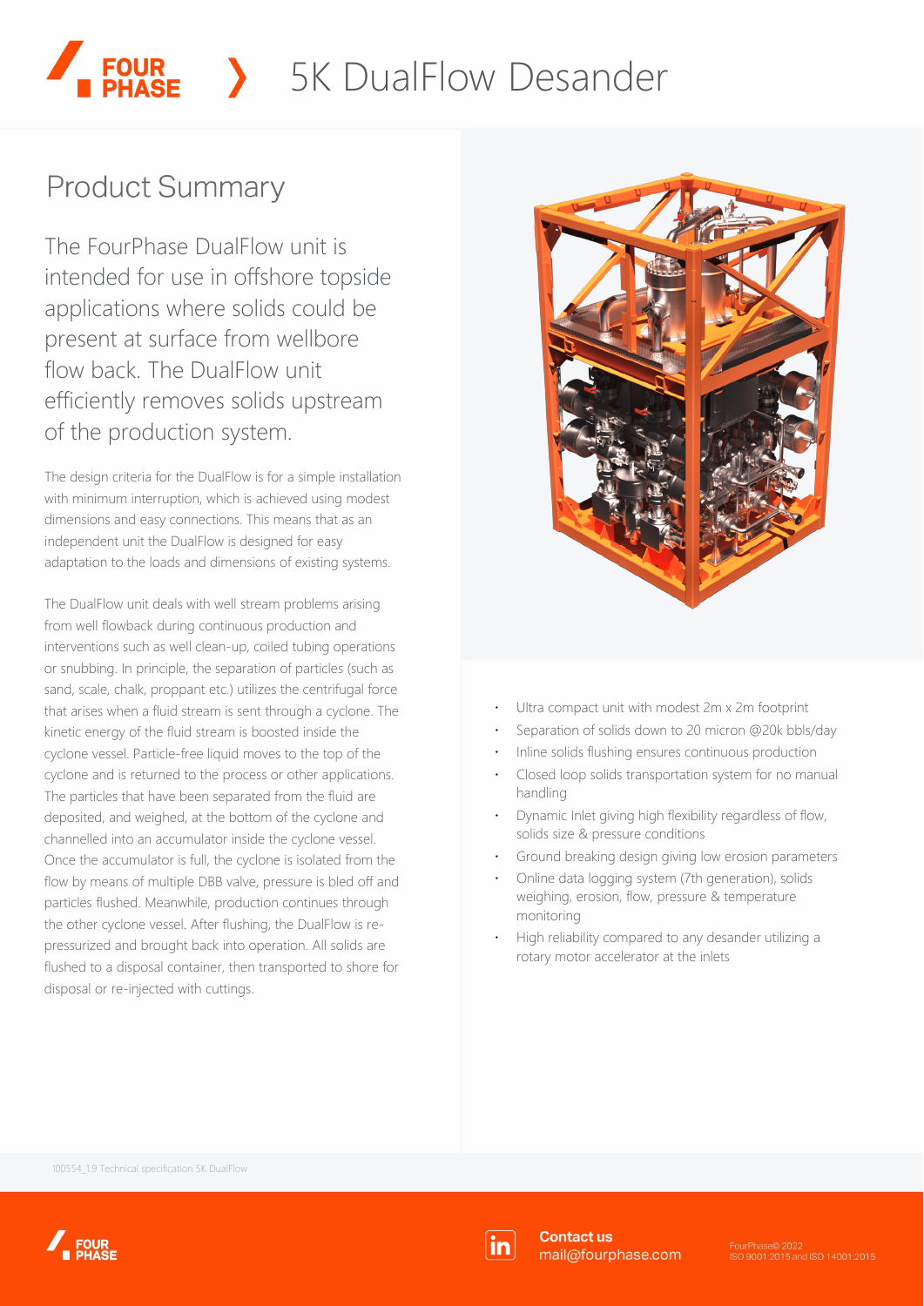# 5K DualFlow Desander

## Product Summary

The FourPhase DualFlow unit is intended for use in offshore topside applications where solids could be present at surface from wellbore flow back. The DualFlow unit efficiently removes solids upstream of the production system.

The design criteria for the DualFlow is for a simple installation with minimum interruption, which is achieved using modest dimensions and easy connections. This means that as an independent unit the DualFlow is designed for easy adaptation to the loads and dimensions of existing systems.

The DualFlow unit deals with well stream problems arising from well flowback during continuous production and interventions such as well clean-up, coiled tubing operations or snubbing. In principle, the separation of particles (such as sand, scale, chalk, proppant etc.) utilizes the centrifugal force that arises when a fluid stream is sent through a cyclone. The kinetic energy of the fluid stream is boosted inside the cyclone vessel. Particle-free liquid moves to the top of the cyclone and is returned to the process or other applications. The particles that have been separated from the fluid are deposited, and weighed, at the bottom of the cyclone and channelled into an accumulator inside the cyclone vessel. Once the accumulator is full, the cyclone is isolated from the flow by means of multiple DBB valve, pressure is bled off and particles flushed. Meanwhile, production continues through the other cyclone vessel. After flushing, the DualFlow is re-pressurized and brought back into operation. All solids are flushed to a disposal container, then transported to shore for disposal or re-injected with cuttings.

- Ultra compact unit with modest 2m x 2m footprint
- Separation of solids down to 20 micron @20k bbls/day
- Inline solids flushing ensures continuous production
- Closed loop solids transportation system for no manual handling
- Dynamic Inlet giving high flexibility regardless of flow, solids size & pressure conditions
- Ground breaking design giving low erosion parameters
- Online data logging system (7th generation), solids weighing, erosion, flow, pressure & temperature monitoring
- High reliability compared to any desander utilizing a rotary motor accelerator at the inlets

100554_1.9 Technical specification 5K DualFlow

**Contact us**
mail@fourphase.com

FourPhase© 2022
ISO 9001:2015 and ISO 14001:2015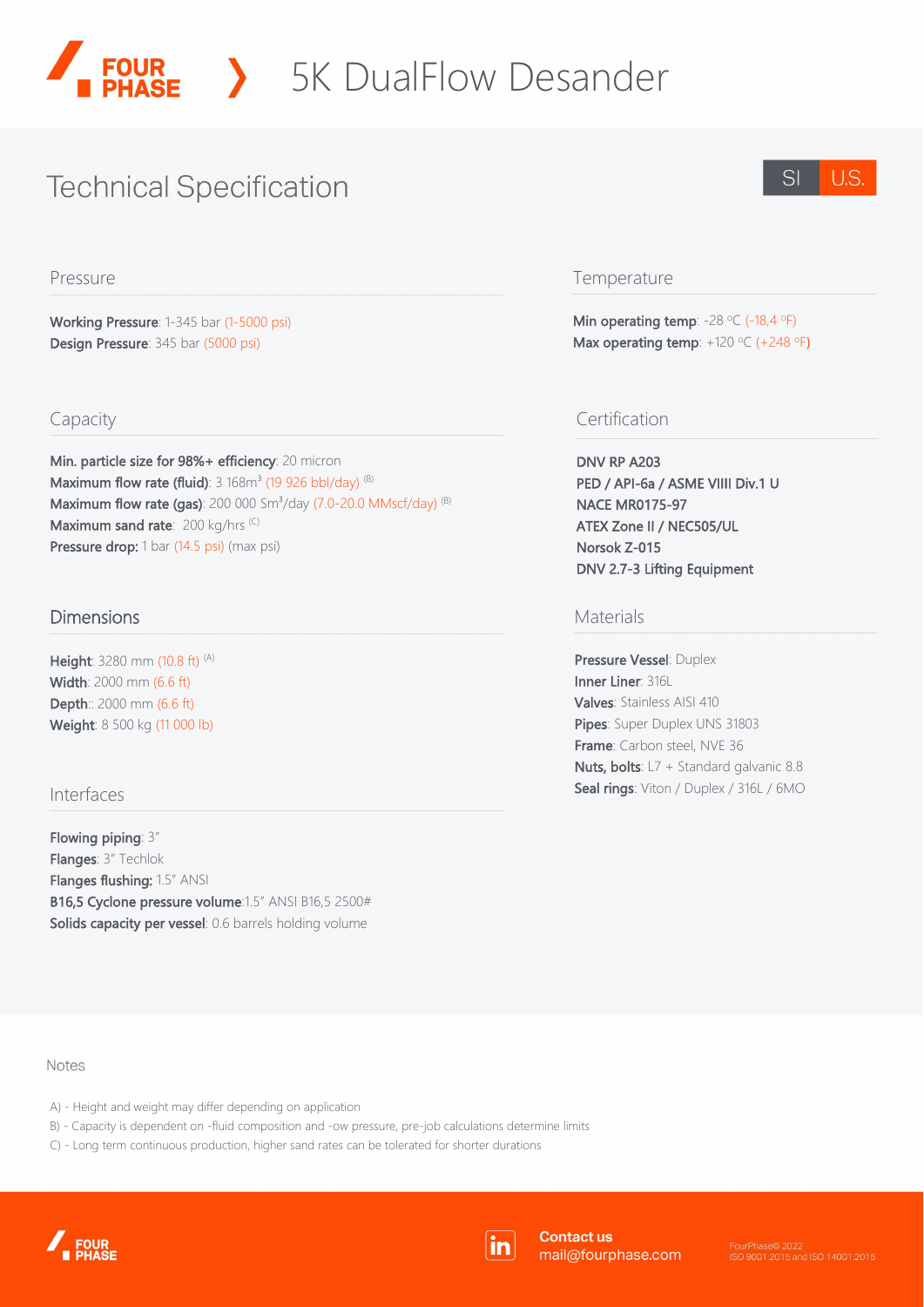# 5K DualFlow Desander

## Technical Specification

SI | U.S.

### Pressure

**Working Pressure**: 1-345 bar (1-5000 psi)
**Design Pressure**: 345 bar (5000 psi)

### Capacity

**Min. particle size for 98%+ efficiency**: 20 micron
**Maximum flow rate (fluid)**: 3 168m$^3$ (19 926 bbl/day) (B)
**Maximum flow rate (gas)**: 200 000 Sm$^3$/day (7.0-20.0 MMscf/day) (B)
**Maximum sand rate**: 200 kg/hrs (C)
**Pressure drop:** 1 bar (14.5 psi) (max psi)

### Dimensions

**Height**: 3280 mm (10.8 ft) (A)
**Width**: 2000 mm (6.6 ft)
**Depth**:: 2000 mm (6.6 ft)
**Weight**: 8 500 kg (11 000 lb)

### Interfaces

**Flowing piping**: 3"
**Flanges**: 3" Techlok
**Flanges flushing:** 1.5" ANSI
**B16,5 Cyclone pressure volume**:1.5" ANSI B16,5 2500#
**Solids capacity per vessel**: 0.6 barrels holding volume

### Temperature

**Min operating temp**: -28 °C (-18,4 °F)
**Max operating temp**: +120 °C (+248 °F)

### Certification

**DNV RP A203**
**PED / API-6a / ASME VIIII Div.1 U**
**NACE MR0175-97**
**ATEX Zone II / NEC505/UL**
**Norsok Z-015**
**DNV 2.7-3 Lifting Equipment**

### Materials

**Pressure Vessel**: Duplex
**Inner Liner**: 316L
**Valves**: Stainless AISI 410
**Pipes**: Super Duplex UNS 31803
**Frame**: Carbon steel, NVE 36
**Nuts, bolts**: L7 + Standard galvanic 8.8
**Seal rings**: Viton / Duplex / 316L / 6MO

### Notes

A) - Height and weight may differ depending on application
B) - Capacity is dependent on -fluid composition and -ow pressure, pre-job calculations determine limits
C) - Long term continuous production, higher sand rates can be tolerated for shorter durations

**Contact us**
mail@fourphase.com

FourPhase© 2022
ISO 9001:2015 and ISO 14001:2015